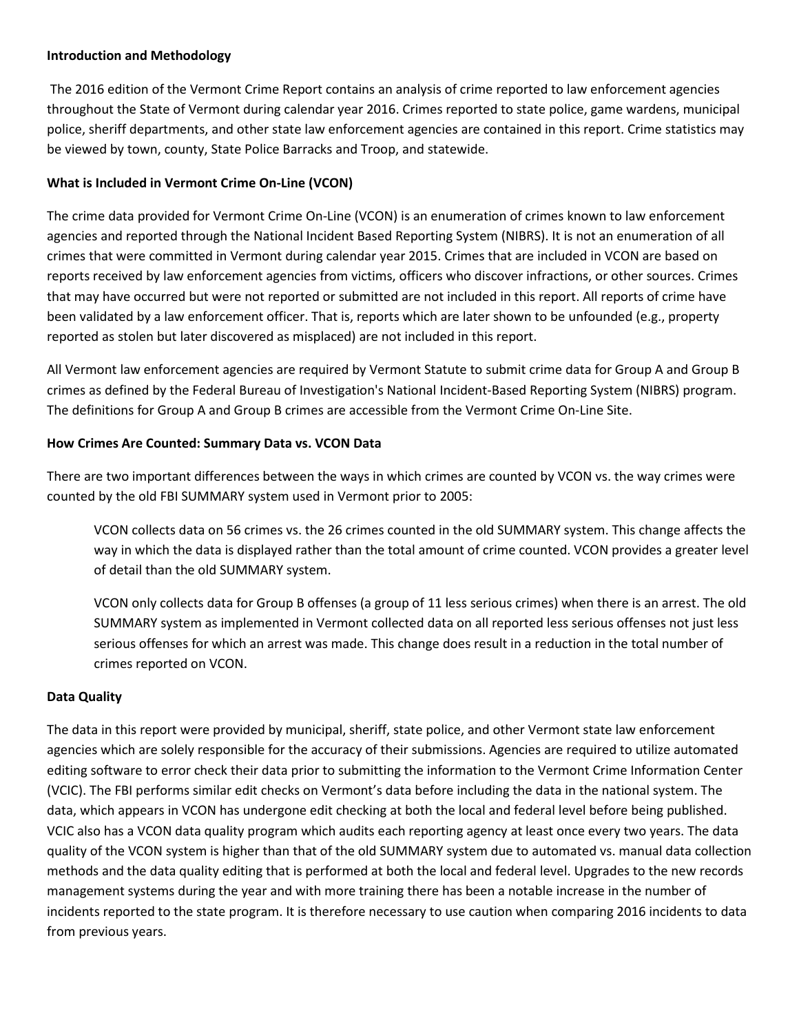**Introduction and Methodology**

The 2016 edition of the Vermont Crime Report contains an analysis of crime reported to law enforcement agencies throughout the State of Vermont during calendar year 2016. Crimes reported to state police, game wardens, municipal police, sheriff departments, and other state law enforcement agencies are contained in this report. Crime statistics may be viewed by town, county, State Police Barracks and Troop, and statewide.

**What is Included in Vermont Crime On-Line (VCON)**

The crime data provided for Vermont Crime On-Line (VCON) is an enumeration of crimes known to law enforcement agencies and reported through the National Incident Based Reporting System (NIBRS). It is not an enumeration of all crimes that were committed in Vermont during calendar year 2015. Crimes that are included in VCON are based on reports received by law enforcement agencies from victims, officers who discover infractions, or other sources. Crimes that may have occurred but were not reported or submitted are not included in this report. All reports of crime have been validated by a law enforcement officer. That is, reports which are later shown to be unfounded (e.g., property reported as stolen but later discovered as misplaced) are not included in this report.

All Vermont law enforcement agencies are required by Vermont Statute to submit crime data for Group A and Group B crimes as defined by the Federal Bureau of Investigation's National Incident-Based Reporting System (NIBRS) program. The definitions for Group A and Group B crimes are accessible from the Vermont Crime On-Line Site.

**How Crimes Are Counted: Summary Data vs. VCON Data**

There are two important differences between the ways in which crimes are counted by VCON vs. the way crimes were counted by the old FBI SUMMARY system used in Vermont prior to 2005:

> VCON collects data on 56 crimes vs. the 26 crimes counted in the old SUMMARY system. This change affects the way in which the data is displayed rather than the total amount of crime counted. VCON provides a greater level of detail than the old SUMMARY system.
>
> VCON only collects data for Group B offenses (a group of 11 less serious crimes) when there is an arrest. The old SUMMARY system as implemented in Vermont collected data on all reported less serious offenses not just less serious offenses for which an arrest was made. This change does result in a reduction in the total number of crimes reported on VCON.

**Data Quality**

The data in this report were provided by municipal, sheriff, state police, and other Vermont state law enforcement agencies which are solely responsible for the accuracy of their submissions. Agencies are required to utilize automated editing software to error check their data prior to submitting the information to the Vermont Crime Information Center (VCIC). The FBI performs similar edit checks on Vermont's data before including the data in the national system. The data, which appears in VCON has undergone edit checking at both the local and federal level before being published. VCIC also has a VCON data quality program which audits each reporting agency at least once every two years. The data quality of the VCON system is higher than that of the old SUMMARY system due to automated vs. manual data collection methods and the data quality editing that is performed at both the local and federal level. Upgrades to the new records management systems during the year and with more training there has been a notable increase in the number of incidents reported to the state program. It is therefore necessary to use caution when comparing 2016 incidents to data from previous years.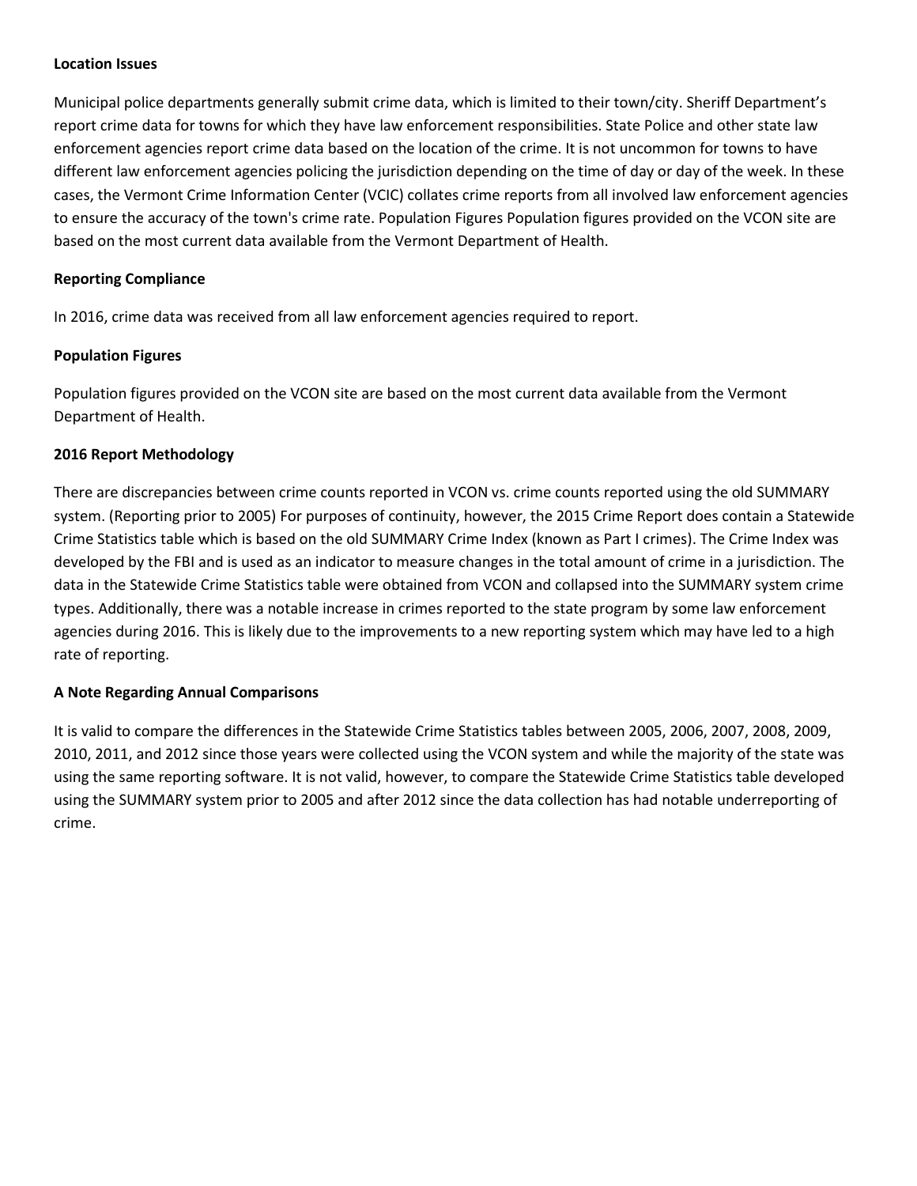**Location Issues**

Municipal police departments generally submit crime data, which is limited to their town/city. Sheriff Department's report crime data for towns for which they have law enforcement responsibilities. State Police and other state law enforcement agencies report crime data based on the location of the crime. It is not uncommon for towns to have different law enforcement agencies policing the jurisdiction depending on the time of day or day of the week. In these cases, the Vermont Crime Information Center (VCIC) collates crime reports from all involved law enforcement agencies to ensure the accuracy of the town's crime rate. Population Figures Population figures provided on the VCON site are based on the most current data available from the Vermont Department of Health.

**Reporting Compliance**

In 2016, crime data was received from all law enforcement agencies required to report.

**Population Figures**

Population figures provided on the VCON site are based on the most current data available from the Vermont Department of Health.

**2016 Report Methodology**

There are discrepancies between crime counts reported in VCON vs. crime counts reported using the old SUMMARY system. (Reporting prior to 2005) For purposes of continuity, however, the 2015 Crime Report does contain a Statewide Crime Statistics table which is based on the old SUMMARY Crime Index (known as Part I crimes). The Crime Index was developed by the FBI and is used as an indicator to measure changes in the total amount of crime in a jurisdiction. The data in the Statewide Crime Statistics table were obtained from VCON and collapsed into the SUMMARY system crime types. Additionally, there was a notable increase in crimes reported to the state program by some law enforcement agencies during 2016. This is likely due to the improvements to a new reporting system which may have led to a high rate of reporting.

**A Note Regarding Annual Comparisons**

It is valid to compare the differences in the Statewide Crime Statistics tables between 2005, 2006, 2007, 2008, 2009, 2010, 2011, and 2012 since those years were collected using the VCON system and while the majority of the state was using the same reporting software. It is not valid, however, to compare the Statewide Crime Statistics table developed using the SUMMARY system prior to 2005 and after 2012 since the data collection has had notable underreporting of crime.